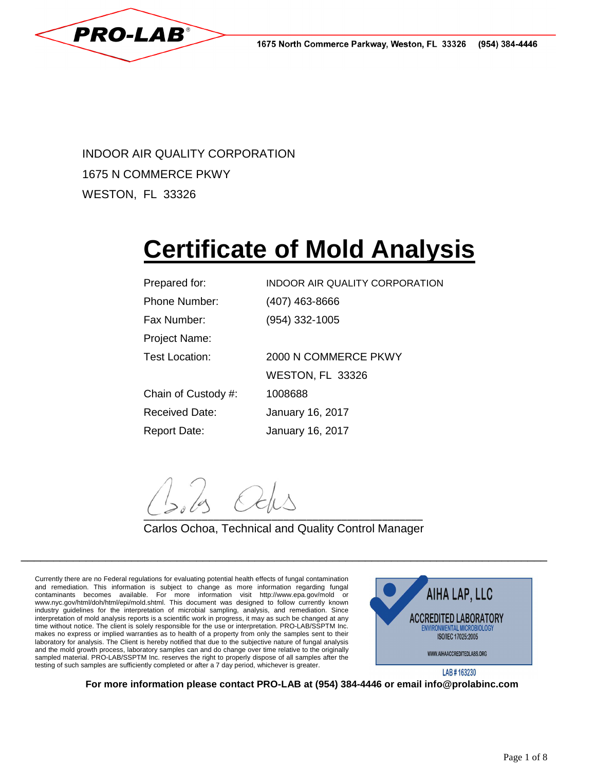PRO-LAB®

1675 North Commerce Parkway, Weston, FL 33326 (954) 384-4446

INDOOR AIR QUALITY CORPORATION
1675 N COMMERCE PKWY
WESTON, FL 33326

# Certificate of Mold Analysis

| | |
|---|---|
| Prepared for: | INDOOR AIR QUALITY CORPORATION |
| Phone Number: | (407) 463-8666 |
| Fax Number: | (954) 332-1005 |
| Project Name: | |
| Test Location: | 2000 N COMMERCE PKWY<br>WESTON, FL 33326 |
| Chain of Custody #: | 1008688 |
| Received Date: | January 16, 2017 |
| Report Date: | January 16, 2017 |

Carlos Ochoa, Technical and Quality Control Manager

Currently there are no Federal regulations for evaluating potential health effects of fungal contamination and remediation. This information is subject to change as more information regarding fungal contaminants becomes available. For more information visit http://www.epa.gov/mold or www.nyc.gov/html/doh/html/epi/mold.shtml. This document was designed to follow currently known industry guidelines for the interpretation of microbial sampling, analysis, and remediation. Since interpretation of mold analysis reports is a scientific work in progress, it may as such be changed at any time without notice. The client is solely responsible for the use or interpretation. PRO-LAB/SSPTM Inc. makes no express or implied warranties as to health of a property from only the samples sent to their laboratory for analysis. The Client is hereby notified that due to the subjective nature of fungal analysis and the mold growth process, laboratory samples can and do change over time relative to the originally sampled material. PRO-LAB/SSPTM Inc. reserves the right to properly dispose of all samples after the testing of such samples are sufficiently completed or after a 7 day period, whichever is greater.

AIHA LAP, LLC
ACCREDITED LABORATORY
ENVIRONMENTAL MICROBIOLOGY
ISO/IEC 17025:2005
WWW.AIHAACCREDITEDLABS.ORG
LAB # 163230

**For more information please contact PRO-LAB at (954) 384-4446 or email info@prolabinc.com**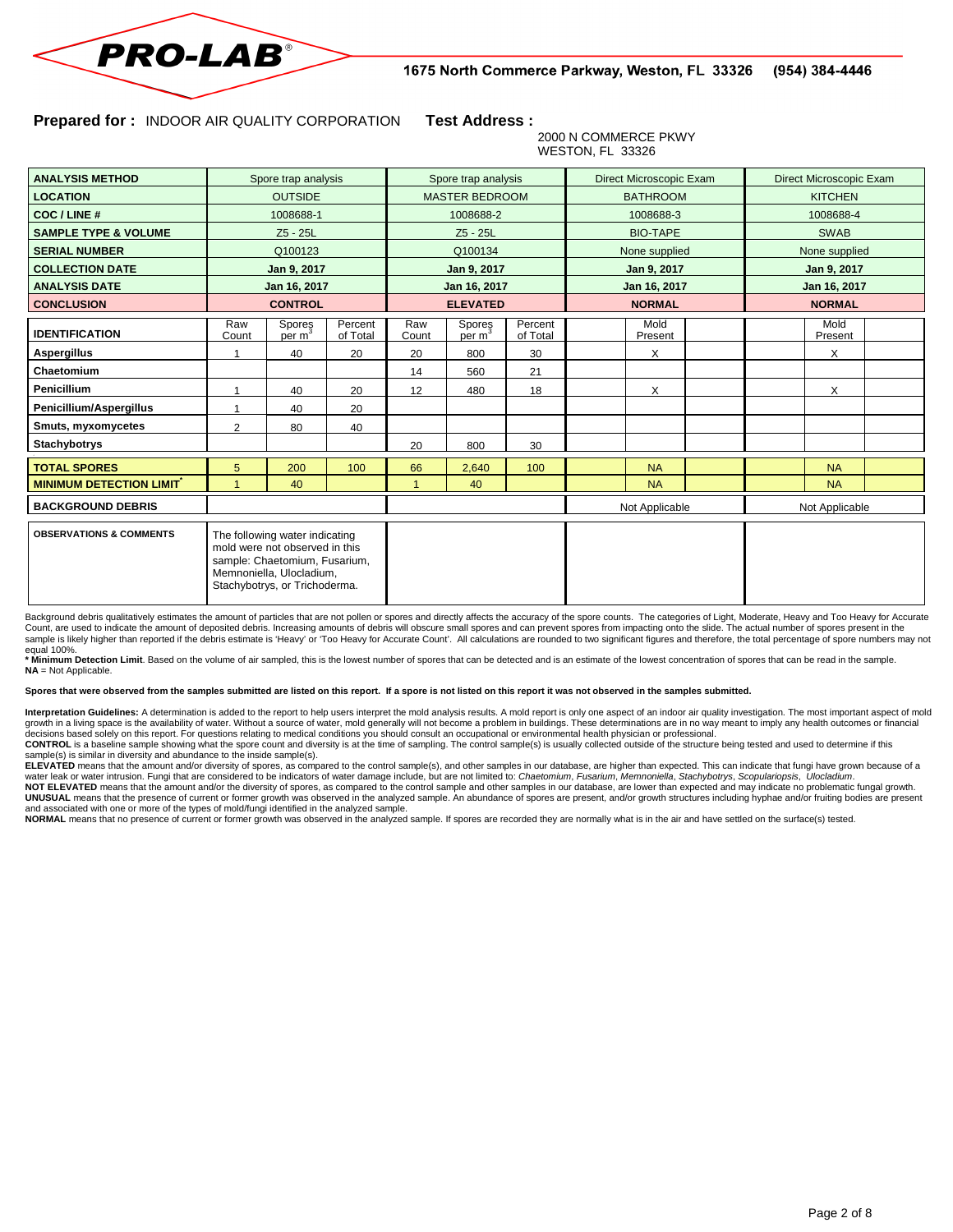**PRO-LAB**® 1675 North Commerce Parkway, Weston, FL 33326 (954) 384-4446

**Prepared for :** INDOOR AIR QUALITY CORPORATION **Test Address :**

2000 N COMMERCE PKWY
WESTON, FL 33326

| **ANALYSIS METHOD** | Spore trap analysis | | | Spore trap analysis | | | Direct Microscopic Exam | | | Direct Microscopic Exam | | |
|---|---|---|---|---|---|---|---|---|---|---|---|---|
| **LOCATION** | OUTSIDE | | | MASTER BEDROOM | | | BATHROOM | | | KITCHEN | | |
| **COC / LINE #** | 1008688-1 | | | 1008688-2 | | | 1008688-3 | | | 1008688-4 | | |
| **SAMPLE TYPE & VOLUME** | Z5 - 25L | | | Z5 - 25L | | | BIO-TAPE | | | SWAB | | |
| **SERIAL NUMBER** | Q100123 | | | Q100134 | | | None supplied | | | None supplied | | |
| **COLLECTION DATE** | **Jan 9, 2017** | | | **Jan 9, 2017** | | | **Jan 9, 2017** | | | **Jan 9, 2017** | | |
| **ANALYSIS DATE** | **Jan 16, 2017** | | | **Jan 16, 2017** | | | **Jan 16, 2017** | | | **Jan 16, 2017** | | |
| **CONCLUSION** | **CONTROL** | | | **ELEVATED** | | | **NORMAL** | | | **NORMAL** | | |
| **IDENTIFICATION** | Raw Count | Spores per $m^3$ | Percent of Total | Raw Count | Spores per $m^3$ | Percent of Total | | Mold Present | | | Mold Present | |
| **Aspergillus** | 1 | 40 | 20 | 20 | 800 | 30 | | X | | | X | |
| **Chaetomium** | | | | 14 | 560 | 21 | | | | | | |
| **Penicillium** | 1 | 40 | 20 | 12 | 480 | 18 | | X | | | X | |
| **Penicillium/Aspergillus** | 1 | 40 | 20 | | | | | | | | | |
| **Smuts, myxomycetes** | 2 | 80 | 40 | | | | | | | | | |
| **Stachybotrys** | | | | 20 | 800 | 30 | | | | | | |
| **TOTAL SPORES** | 5 | 200 | 100 | 66 | 2,640 | 100 | | NA | | | NA | |
| **MINIMUM DETECTION LIMIT*** | 1 | 40 | | 1 | 40 | | | NA | | | NA | |
| **BACKGROUND DEBRIS** | | | | | | | Not Applicable | | | Not Applicable | | |
| **OBSERVATIONS & COMMENTS** | The following water indicating mold were not observed in this sample: Chaetomium, Fusarium, Memnoniella, Ulocladium, Stachybotrys, or Trichoderma. | | | | | | | | | | | |

Background debris qualitatively estimates the amount of particles that are not pollen or spores and directly affects the accuracy of the spore counts. The categories of Light, Moderate, Heavy and Too Heavy for Accurate Count, are used to indicate the amount of deposited debris. Increasing amounts of debris will obscure small spores and can prevent spores from impacting onto the slide. The actual number of spores present in the sample is likely higher than reported if the debris estimate is 'Heavy' or 'Too Heavy for Accurate Count'. All calculations are rounded to two significant figures and therefore, the total percentage of spore numbers may not equal 100%.
**\* Minimum Detection Limit**. Based on the volume of air sampled, this is the lowest number of spores that can be detected and is an estimate of the lowest concentration of spores that can be read in the sample.
**NA** = Not Applicable.

**Spores that were observed from the samples submitted are listed on this report. If a spore is not listed on this report it was not observed in the samples submitted.**

**Interpretation Guidelines:** A determination is added to the report to help users interpret the mold analysis results. A mold report is only one aspect of an indoor air quality investigation. The most important aspect of mold growth in a living space is the availability of water. Without a source of water, mold generally will not become a problem in buildings. These determinations are in no way meant to imply any health outcomes or financial decisions based solely on this report. For questions relating to medical conditions you should consult an occupational or environmental health physician or professional.
**CONTROL** is a baseline sample showing what the spore count and diversity is at the time of sampling. The control sample(s) is usually collected outside of the structure being tested and used to determine if this sample(s) is similar in diversity and abundance to the inside sample(s).
**ELEVATED** means that the amount and/or diversity of spores, as compared to the control sample(s), and other samples in our database, are higher than expected. This can indicate that fungi have grown because of a water leak or water intrusion. Fungi that are considered to be indicators of water damage include, but are not limited to: *Chaetomium*, *Fusarium*, *Memnoniella*, *Stachybotrys*, *Scopulariopsis*, *Ulocladium*.
**NOT ELEVATED** means that the amount and/or the diversity of spores, as compared to the control sample and other samples in our database, are lower than expected and may indicate no problematic fungal growth.
**UNUSUAL** means that the presence of current or former growth was observed in the analyzed sample. An abundance of spores are present, and/or growth structures including hyphae and/or fruiting bodies are present and associated with one or more of the types of mold/fungi identified in the analyzed sample.
**NORMAL** means that no presence of current or former growth was observed in the analyzed sample. If spores are recorded they are normally what is in the air and have settled on the surface(s) tested.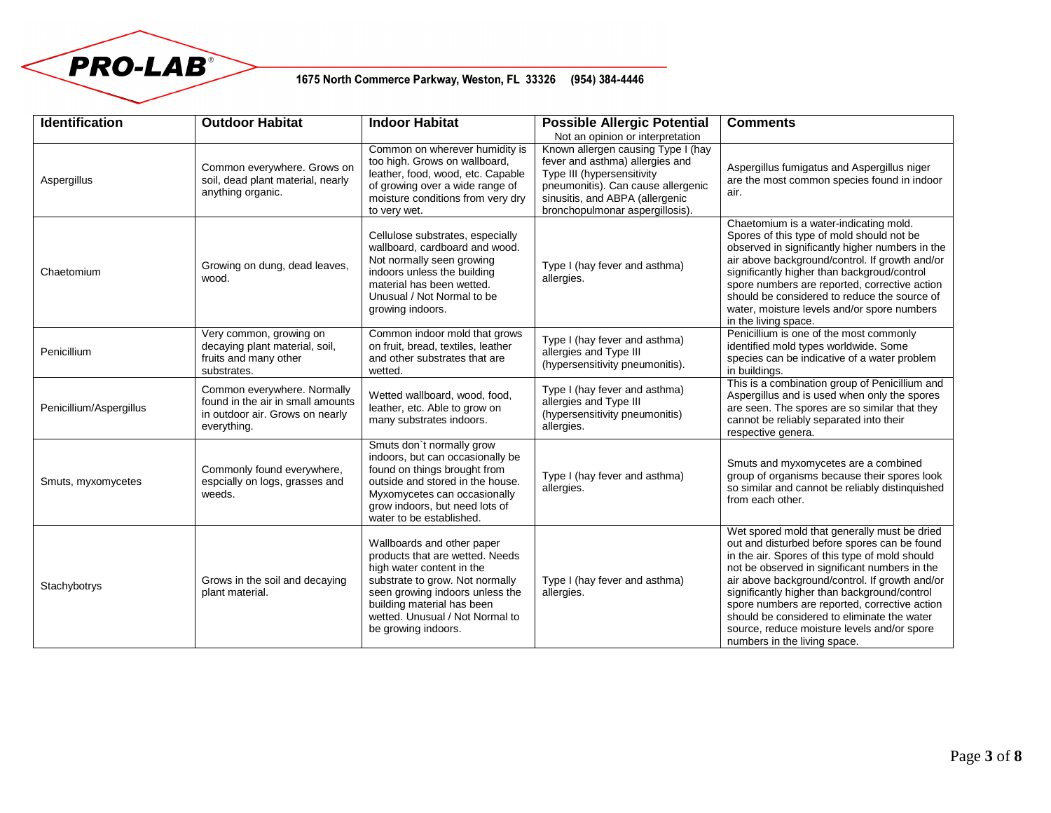PRO-LAB®

1675 North Commerce Parkway, Weston, FL 33326 (954) 384-4446

| Identification | Outdoor Habitat | Indoor Habitat | Possible Allergic Potential<br>Not an opinion or interpretation | Comments |
|---|---|---|---|---|
| Aspergillus | Common everywhere. Grows on soil, dead plant material, nearly anything organic. | Common on wherever humidity is too high. Grows on wallboard, leather, food, wood, etc. Capable of growing over a wide range of moisture conditions from very dry to very wet. | Known allergen causing Type I (hay fever and asthma) allergies and Type III (hypersensitivity pneumonitis). Can cause allergenic sinusitis, and ABPA (allergenic bronchopulmonar aspergillosis). | Aspergillus fumigatus and Aspergillus niger are the most common species found in indoor air. |
| Chaetomium | Growing on dung, dead leaves, wood. | Cellulose substrates, especially wallboard, cardboard and wood. Not normally seen growing indoors unless the building material has been wetted. Unusual / Not Normal to be growing indoors. | Type I (hay fever and asthma) allergies. | Chaetomium is a water-indicating mold. Spores of this type of mold should not be observed in significantly higher numbers in the air above background/control. If growth and/or significantly higher than backgroud/control spore numbers are reported, corrective action should be considered to reduce the source of water, moisture levels and/or spore numbers in the living space. |
| Penicillium | Very common, growing on decaying plant material, soil, fruits and many other substrates. | Common indoor mold that grows on fruit, bread, textiles, leather and other substrates that are wetted. | Type I (hay fever and asthma) allergies and Type III (hypersensitivity pneumonitis). | Penicillium is one of the most commonly identified mold types worldwide. Some species can be indicative of a water problem in buildings. |
| Penicillium/Aspergillus | Common everywhere. Normally found in the air in small amounts in outdoor air. Grows on nearly everything. | Wetted wallboard, wood, food, leather, etc. Able to grow on many substrates indoors. | Type I (hay fever and asthma) allergies and Type III (hypersensitivity pneumonitis) allergies. | This is a combination group of Penicillium and Aspergillus and is used when only the spores are seen. The spores are so similar that they cannot be reliably separated into their respective genera. |
| Smuts, myxomycetes | Commonly found everywhere, espcially on logs, grasses and weeds. | Smuts don`t normally grow indoors, but can occasionally be found on things brought from outside and stored in the house. Myxomycetes can occasionally grow indoors, but need lots of water to be established. | Type I (hay fever and asthma) allergies. | Smuts and myxomycetes are a combined group of organisms because their spores look so similar and cannot be reliably distinquished from each other. |
| Stachybotrys | Grows in the soil and decaying plant material. | Wallboards and other paper products that are wetted. Needs high water content in the substrate to grow. Not normally seen growing indoors unless the building material has been wetted. Unusual / Not Normal to be growing indoors. | Type I (hay fever and asthma) allergies. | Wet spored mold that generally must be dried out and disturbed before spores can be found in the air. Spores of this type of mold should not be observed in significant numbers in the air above background/control. If growth and/or significantly higher than background/control spore numbers are reported, corrective action should be considered to eliminate the water source, reduce moisture levels and/or spore numbers in the living space. |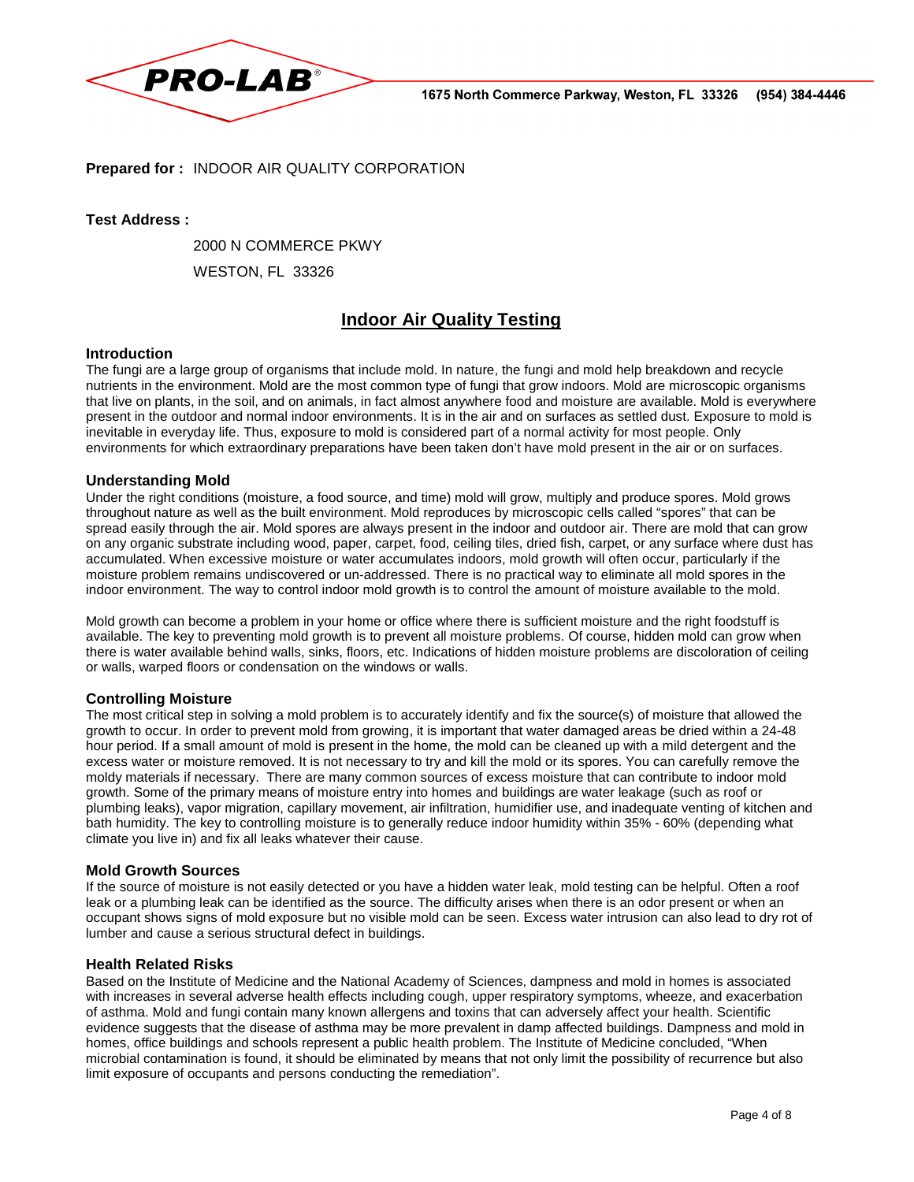**PRO-LAB**® 1675 North Commerce Parkway, Weston, FL 33326 (954) 384-4446

**Prepared for :** INDOOR AIR QUALITY CORPORATION

**Test Address :**

2000 N COMMERCE PKWY
WESTON, FL 33326

# Indoor Air Quality Testing

### Introduction

The fungi are a large group of organisms that include mold. In nature, the fungi and mold help breakdown and recycle nutrients in the environment. Mold are the most common type of fungi that grow indoors. Mold are microscopic organisms that live on plants, in the soil, and on animals, in fact almost anywhere food and moisture are available. Mold is everywhere present in the outdoor and normal indoor environments. It is in the air and on surfaces as settled dust. Exposure to mold is inevitable in everyday life. Thus, exposure to mold is considered part of a normal activity for most people. Only environments for which extraordinary preparations have been taken don't have mold present in the air or on surfaces.

### Understanding Mold

Under the right conditions (moisture, a food source, and time) mold will grow, multiply and produce spores. Mold grows throughout nature as well as the built environment. Mold reproduces by microscopic cells called "spores" that can be spread easily through the air. Mold spores are always present in the indoor and outdoor air. There are mold that can grow on any organic substrate including wood, paper, carpet, food, ceiling tiles, dried fish, carpet, or any surface where dust has accumulated. When excessive moisture or water accumulates indoors, mold growth will often occur, particularly if the moisture problem remains undiscovered or un-addressed. There is no practical way to eliminate all mold spores in the indoor environment. The way to control indoor mold growth is to control the amount of moisture available to the mold.

Mold growth can become a problem in your home or office where there is sufficient moisture and the right foodstuff is available. The key to preventing mold growth is to prevent all moisture problems. Of course, hidden mold can grow when there is water available behind walls, sinks, floors, etc. Indications of hidden moisture problems are discoloration of ceiling or walls, warped floors or condensation on the windows or walls.

### Controlling Moisture

The most critical step in solving a mold problem is to accurately identify and fix the source(s) of moisture that allowed the growth to occur. In order to prevent mold from growing, it is important that water damaged areas be dried within a 24-48 hour period. If a small amount of mold is present in the home, the mold can be cleaned up with a mild detergent and the excess water or moisture removed. It is not necessary to try and kill the mold or its spores. You can carefully remove the moldy materials if necessary. There are many common sources of excess moisture that can contribute to indoor mold growth. Some of the primary means of moisture entry into homes and buildings are water leakage (such as roof or plumbing leaks), vapor migration, capillary movement, air infiltration, humidifier use, and inadequate venting of kitchen and bath humidity. The key to controlling moisture is to generally reduce indoor humidity within 35% - 60% (depending what climate you live in) and fix all leaks whatever their cause.

### Mold Growth Sources

If the source of moisture is not easily detected or you have a hidden water leak, mold testing can be helpful. Often a roof leak or a plumbing leak can be identified as the source. The difficulty arises when there is an odor present or when an occupant shows signs of mold exposure but no visible mold can be seen. Excess water intrusion can also lead to dry rot of lumber and cause a serious structural defect in buildings.

### Health Related Risks

Based on the Institute of Medicine and the National Academy of Sciences, dampness and mold in homes is associated with increases in several adverse health effects including cough, upper respiratory symptoms, wheeze, and exacerbation of asthma. Mold and fungi contain many known allergens and toxins that can adversely affect your health. Scientific evidence suggests that the disease of asthma may be more prevalent in damp affected buildings. Dampness and mold in homes, office buildings and schools represent a public health problem. The Institute of Medicine concluded, "When microbial contamination is found, it should be eliminated by means that not only limit the possibility of recurrence but also limit exposure of occupants and persons conducting the remediation".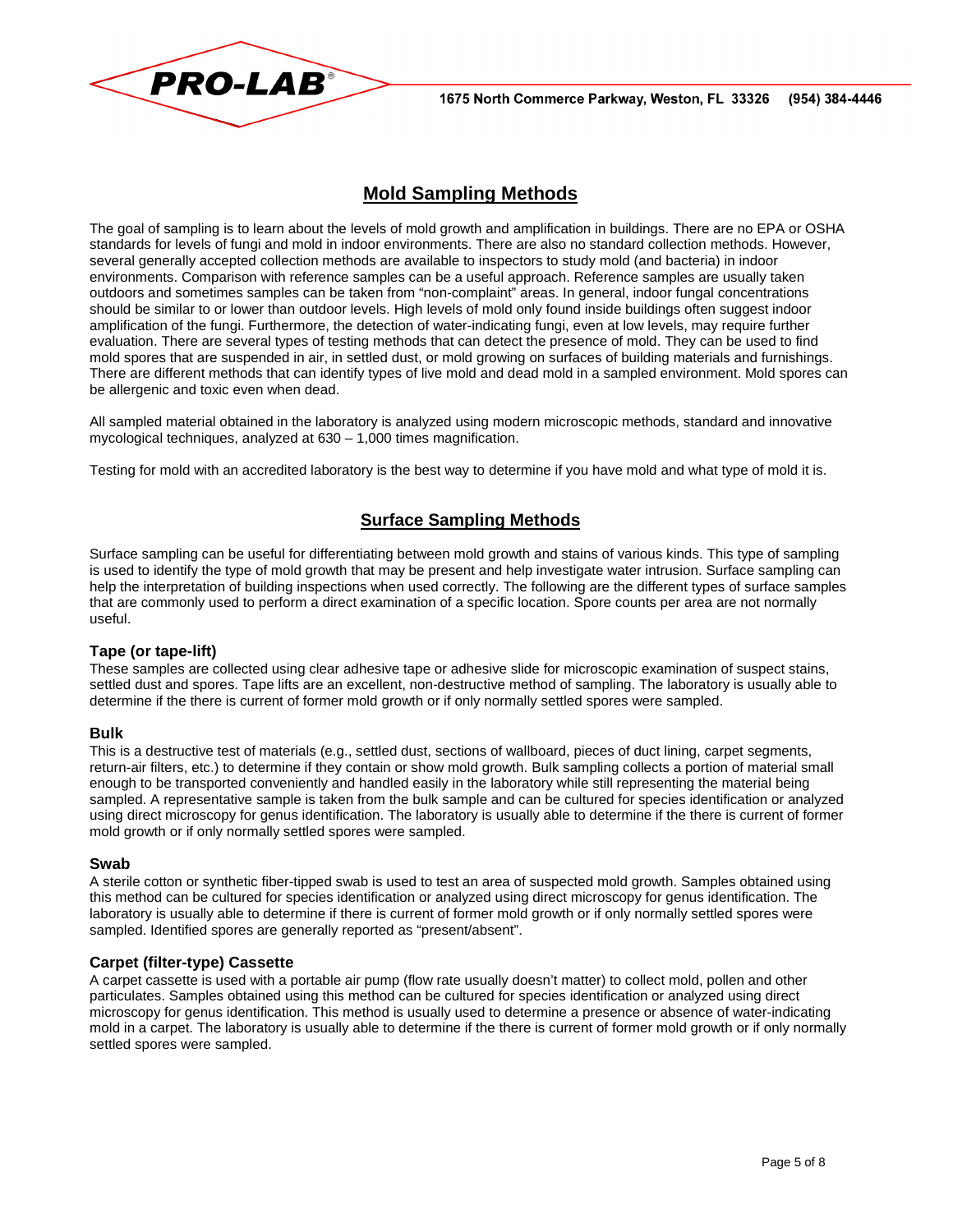## Mold Sampling Methods

The goal of sampling is to learn about the levels of mold growth and amplification in buildings. There are no EPA or OSHA standards for levels of fungi and mold in indoor environments. There are also no standard collection methods. However, several generally accepted collection methods are available to inspectors to study mold (and bacteria) in indoor environments. Comparison with reference samples can be a useful approach. Reference samples are usually taken outdoors and sometimes samples can be taken from "non-complaint" areas. In general, indoor fungal concentrations should be similar to or lower than outdoor levels. High levels of mold only found inside buildings often suggest indoor amplification of the fungi. Furthermore, the detection of water-indicating fungi, even at low levels, may require further evaluation. There are several types of testing methods that can detect the presence of mold. They can be used to find mold spores that are suspended in air, in settled dust, or mold growing on surfaces of building materials and furnishings. There are different methods that can identify types of live mold and dead mold in a sampled environment. Mold spores can be allergenic and toxic even when dead.

All sampled material obtained in the laboratory is analyzed using modern microscopic methods, standard and innovative mycological techniques, analyzed at 630 – 1,000 times magnification.

Testing for mold with an accredited laboratory is the best way to determine if you have mold and what type of mold it is.

## Surface Sampling Methods

Surface sampling can be useful for differentiating between mold growth and stains of various kinds. This type of sampling is used to identify the type of mold growth that may be present and help investigate water intrusion. Surface sampling can help the interpretation of building inspections when used correctly. The following are the different types of surface samples that are commonly used to perform a direct examination of a specific location. Spore counts per area are not normally useful.

### Tape (or tape-lift)

These samples are collected using clear adhesive tape or adhesive slide for microscopic examination of suspect stains, settled dust and spores. Tape lifts are an excellent, non-destructive method of sampling. The laboratory is usually able to determine if the there is current of former mold growth or if only normally settled spores were sampled.

### Bulk

This is a destructive test of materials (e.g., settled dust, sections of wallboard, pieces of duct lining, carpet segments, return-air filters, etc.) to determine if they contain or show mold growth. Bulk sampling collects a portion of material small enough to be transported conveniently and handled easily in the laboratory while still representing the material being sampled. A representative sample is taken from the bulk sample and can be cultured for species identification or analyzed using direct microscopy for genus identification. The laboratory is usually able to determine if the there is current of former mold growth or if only normally settled spores were sampled.

### Swab

A sterile cotton or synthetic fiber-tipped swab is used to test an area of suspected mold growth. Samples obtained using this method can be cultured for species identification or analyzed using direct microscopy for genus identification. The laboratory is usually able to determine if there is current of former mold growth or if only normally settled spores were sampled. Identified spores are generally reported as "present/absent".

### Carpet (filter-type) Cassette

A carpet cassette is used with a portable air pump (flow rate usually doesn't matter) to collect mold, pollen and other particulates. Samples obtained using this method can be cultured for species identification or analyzed using direct microscopy for genus identification. This method is usually used to determine a presence or absence of water-indicating mold in a carpet. The laboratory is usually able to determine if the there is current of former mold growth or if only normally settled spores were sampled.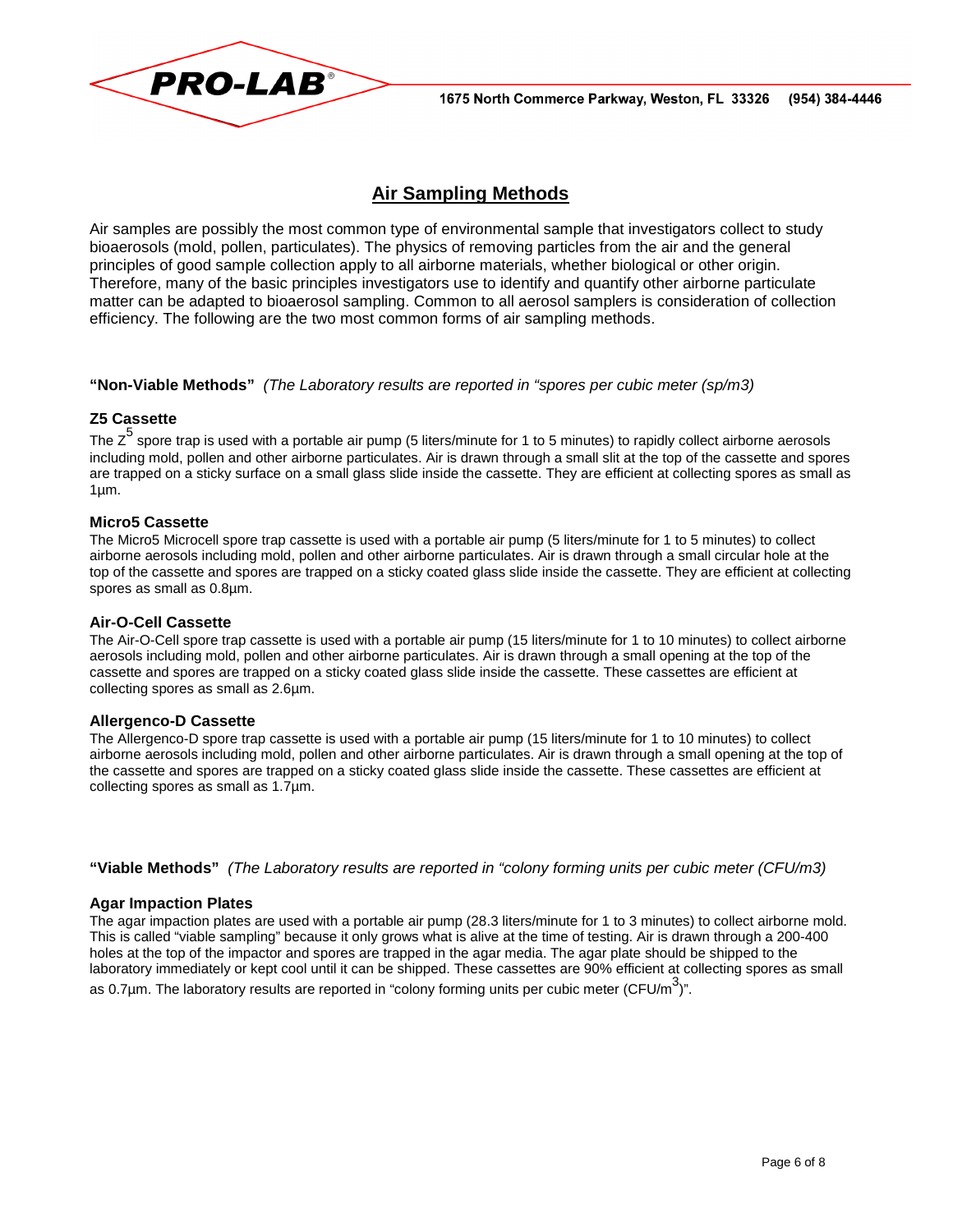# Air Sampling Methods

Air samples are possibly the most common type of environmental sample that investigators collect to study bioaerosols (mold, pollen, particulates). The physics of removing particles from the air and the general principles of good sample collection apply to all airborne materials, whether biological or other origin. Therefore, many of the basic principles investigators use to identify and quantify other airborne particulate matter can be adapted to bioaerosol sampling. Common to all aerosol samplers is consideration of collection efficiency. The following are the two most common forms of air sampling methods.

**"Non-Viable Methods"** *(The Laboratory results are reported in "spores per cubic meter (sp/m3)*

### Z5 Cassette

The $Z^5$ spore trap is used with a portable air pump (5 liters/minute for 1 to 5 minutes) to rapidly collect airborne aerosols including mold, pollen and other airborne particulates. Air is drawn through a small slit at the top of the cassette and spores are trapped on a sticky surface on a small glass slide inside the cassette. They are efficient at collecting spores as small as 1µm.

### Micro5 Cassette

The Micro5 Microcell spore trap cassette is used with a portable air pump (5 liters/minute for 1 to 5 minutes) to collect airborne aerosols including mold, pollen and other airborne particulates. Air is drawn through a small circular hole at the top of the cassette and spores are trapped on a sticky coated glass slide inside the cassette. They are efficient at collecting spores as small as 0.8µm.

### Air-O-Cell Cassette

The Air-O-Cell spore trap cassette is used with a portable air pump (15 liters/minute for 1 to 10 minutes) to collect airborne aerosols including mold, pollen and other airborne particulates. Air is drawn through a small opening at the top of the cassette and spores are trapped on a sticky coated glass slide inside the cassette. These cassettes are efficient at collecting spores as small as 2.6µm.

### Allergenco-D Cassette

The Allergenco-D spore trap cassette is used with a portable air pump (15 liters/minute for 1 to 10 minutes) to collect airborne aerosols including mold, pollen and other airborne particulates. Air is drawn through a small opening at the top of the cassette and spores are trapped on a sticky coated glass slide inside the cassette. These cassettes are efficient at collecting spores as small as 1.7µm.

**"Viable Methods"** *(The Laboratory results are reported in "colony forming units per cubic meter (CFU/m3)*

### Agar Impaction Plates

The agar impaction plates are used with a portable air pump (28.3 liters/minute for 1 to 3 minutes) to collect airborne mold. This is called "viable sampling" because it only grows what is alive at the time of testing. Air is drawn through a 200-400 holes at the top of the impactor and spores are trapped in the agar media. The agar plate should be shipped to the laboratory immediately or kept cool until it can be shipped. These cassettes are 90% efficient at collecting spores as small as 0.7µm. The laboratory results are reported in "colony forming units per cubic meter (CFU/$m^3$)".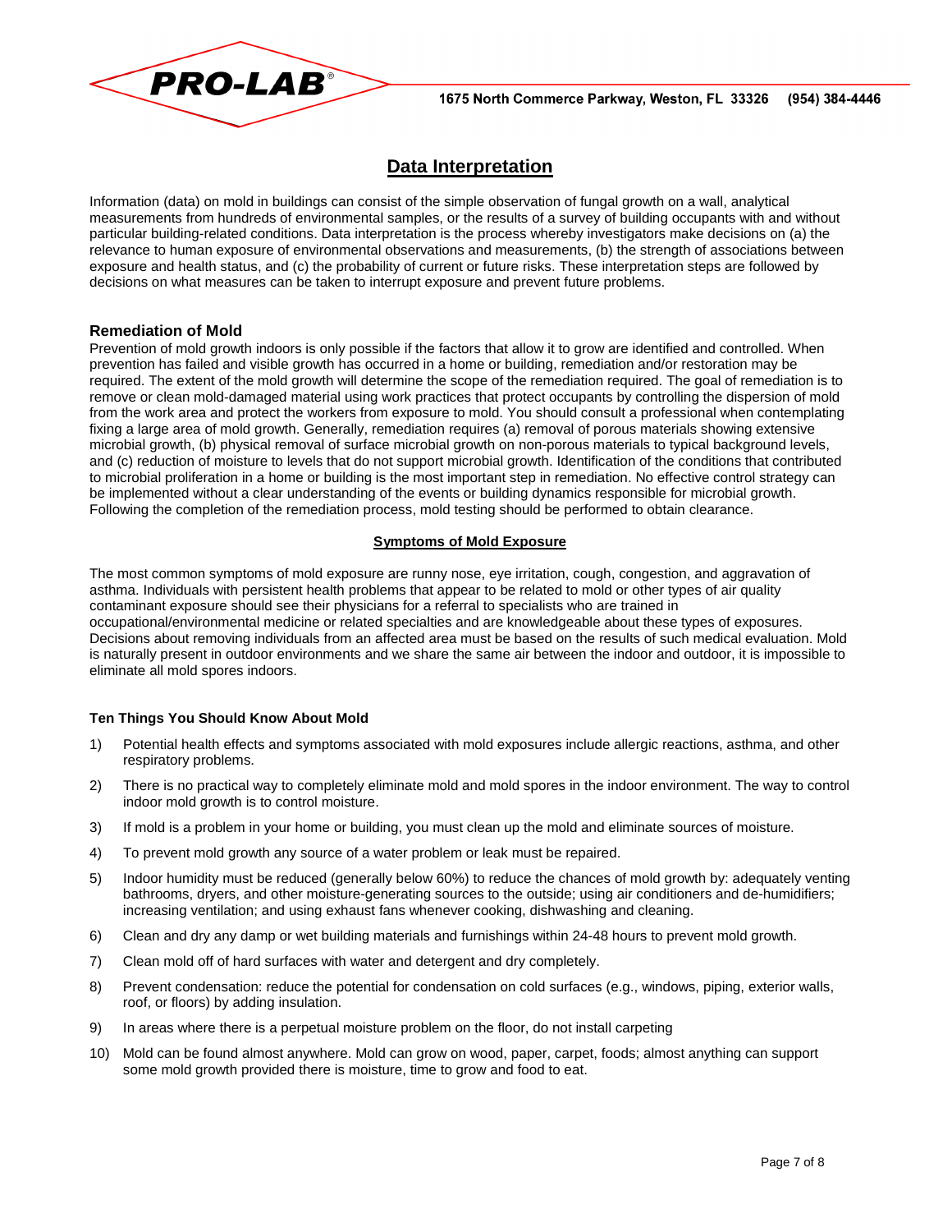## Data Interpretation

Information (data) on mold in buildings can consist of the simple observation of fungal growth on a wall, analytical measurements from hundreds of environmental samples, or the results of a survey of building occupants with and without particular building-related conditions. Data interpretation is the process whereby investigators make decisions on (a) the relevance to human exposure of environmental observations and measurements, (b) the strength of associations between exposure and health status, and (c) the probability of current or future risks. These interpretation steps are followed by decisions on what measures can be taken to interrupt exposure and prevent future problems.

### Remediation of Mold

Prevention of mold growth indoors is only possible if the factors that allow it to grow are identified and controlled. When prevention has failed and visible growth has occurred in a home or building, remediation and/or restoration may be required. The extent of the mold growth will determine the scope of the remediation required. The goal of remediation is to remove or clean mold-damaged material using work practices that protect occupants by controlling the dispersion of mold from the work area and protect the workers from exposure to mold. You should consult a professional when contemplating fixing a large area of mold growth. Generally, remediation requires (a) removal of porous materials showing extensive microbial growth, (b) physical removal of surface microbial growth on non-porous materials to typical background levels, and (c) reduction of moisture to levels that do not support microbial growth. Identification of the conditions that contributed to microbial proliferation in a home or building is the most important step in remediation. No effective control strategy can be implemented without a clear understanding of the events or building dynamics responsible for microbial growth. Following the completion of the remediation process, mold testing should be performed to obtain clearance.

### Symptoms of Mold Exposure

The most common symptoms of mold exposure are runny nose, eye irritation, cough, congestion, and aggravation of asthma. Individuals with persistent health problems that appear to be related to mold or other types of air quality contaminant exposure should see their physicians for a referral to specialists who are trained in occupational/environmental medicine or related specialties and are knowledgeable about these types of exposures. Decisions about removing individuals from an affected area must be based on the results of such medical evaluation. Mold is naturally present in outdoor environments and we share the same air between the indoor and outdoor, it is impossible to eliminate all mold spores indoors.

**Ten Things You Should Know About Mold**

1) Potential health effects and symptoms associated with mold exposures include allergic reactions, asthma, and other respiratory problems.
2) There is no practical way to completely eliminate mold and mold spores in the indoor environment. The way to control indoor mold growth is to control moisture.
3) If mold is a problem in your home or building, you must clean up the mold and eliminate sources of moisture.
4) To prevent mold growth any source of a water problem or leak must be repaired.
5) Indoor humidity must be reduced (generally below 60%) to reduce the chances of mold growth by: adequately venting bathrooms, dryers, and other moisture-generating sources to the outside; using air conditioners and de-humidifiers; increasing ventilation; and using exhaust fans whenever cooking, dishwashing and cleaning.
6) Clean and dry any damp or wet building materials and furnishings within 24-48 hours to prevent mold growth.
7) Clean mold off of hard surfaces with water and detergent and dry completely.
8) Prevent condensation: reduce the potential for condensation on cold surfaces (e.g., windows, piping, exterior walls, roof, or floors) by adding insulation.
9) In areas where there is a perpetual moisture problem on the floor, do not install carpeting
10) Mold can be found almost anywhere. Mold can grow on wood, paper, carpet, foods; almost anything can support some mold growth provided there is moisture, time to grow and food to eat.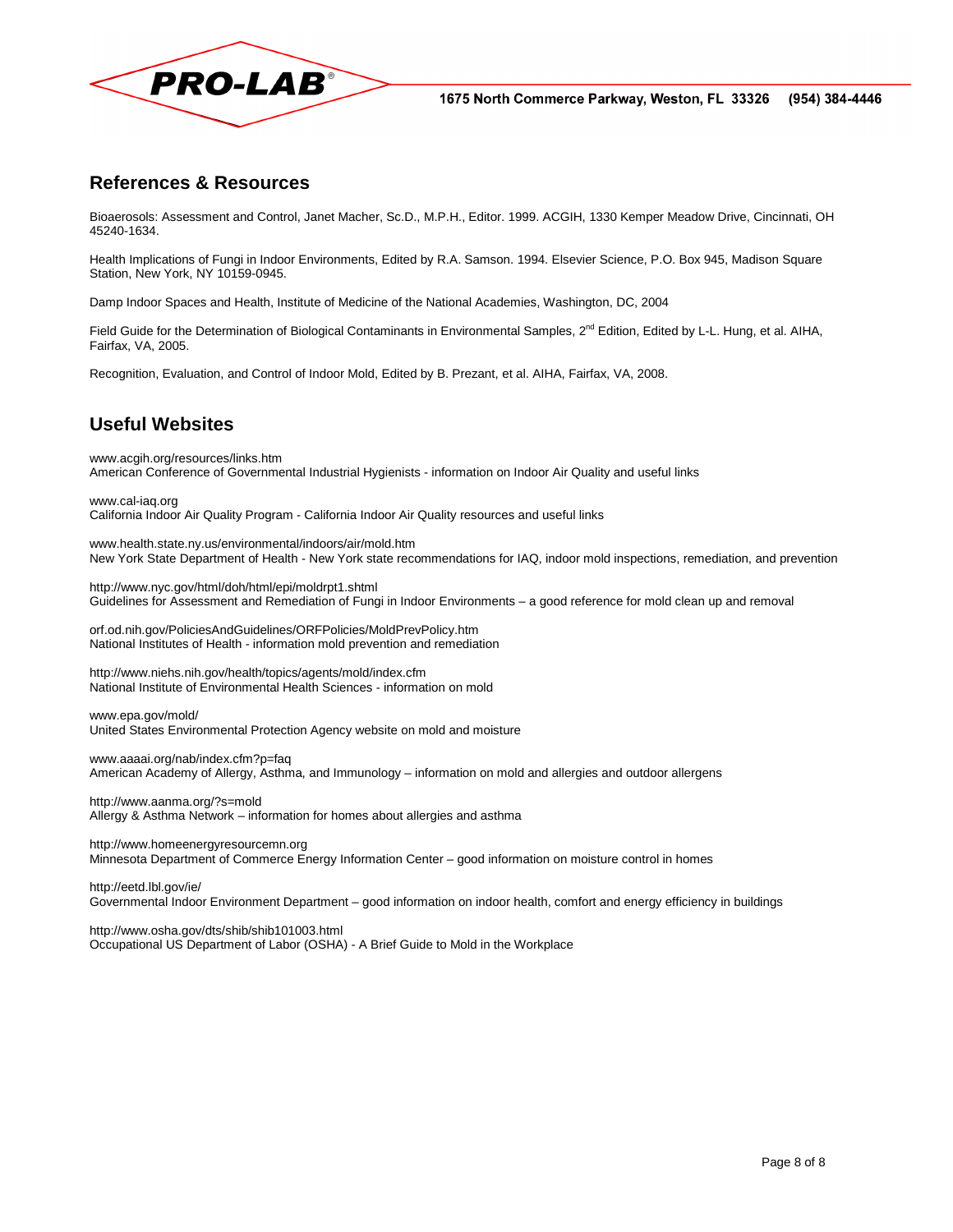## References & Resources

Bioaerosols: Assessment and Control, Janet Macher, Sc.D., M.P.H., Editor. 1999. ACGIH, 1330 Kemper Meadow Drive, Cincinnati, OH 45240-1634.

Health Implications of Fungi in Indoor Environments, Edited by R.A. Samson. 1994. Elsevier Science, P.O. Box 945, Madison Square Station, New York, NY 10159-0945.

Damp Indoor Spaces and Health, Institute of Medicine of the National Academies, Washington, DC, 2004

Field Guide for the Determination of Biological Contaminants in Environmental Samples, 2nd Edition, Edited by L-L. Hung, et al. AIHA, Fairfax, VA, 2005.

Recognition, Evaluation, and Control of Indoor Mold, Edited by B. Prezant, et al. AIHA, Fairfax, VA, 2008.

## Useful Websites

www.acgih.org/resources/links.htm
American Conference of Governmental Industrial Hygienists - information on Indoor Air Quality and useful links

www.cal-iaq.org
California Indoor Air Quality Program - California Indoor Air Quality resources and useful links

www.health.state.ny.us/environmental/indoors/air/mold.htm
New York State Department of Health - New York state recommendations for IAQ, indoor mold inspections, remediation, and prevention

http://www.nyc.gov/html/doh/html/epi/moldrpt1.shtml
Guidelines for Assessment and Remediation of Fungi in Indoor Environments – a good reference for mold clean up and removal

orf.od.nih.gov/PoliciesAndGuidelines/ORFPolicies/MoldPrevPolicy.htm
National Institutes of Health - information mold prevention and remediation

http://www.niehs.nih.gov/health/topics/agents/mold/index.cfm
National Institute of Environmental Health Sciences - information on mold

www.epa.gov/mold/
United States Environmental Protection Agency website on mold and moisture

www.aaaai.org/nab/index.cfm?p=faq
American Academy of Allergy, Asthma, and Immunology – information on mold and allergies and outdoor allergens

http://www.aanma.org/?s=mold
Allergy & Asthma Network – information for homes about allergies and asthma

http://www.homeenergyresourcemn.org
Minnesota Department of Commerce Energy Information Center – good information on moisture control in homes

http://eetd.lbl.gov/ie/
Governmental Indoor Environment Department – good information on indoor health, comfort and energy efficiency in buildings

http://www.osha.gov/dts/shib/shib101003.html
Occupational US Department of Labor (OSHA) - A Brief Guide to Mold in the Workplace